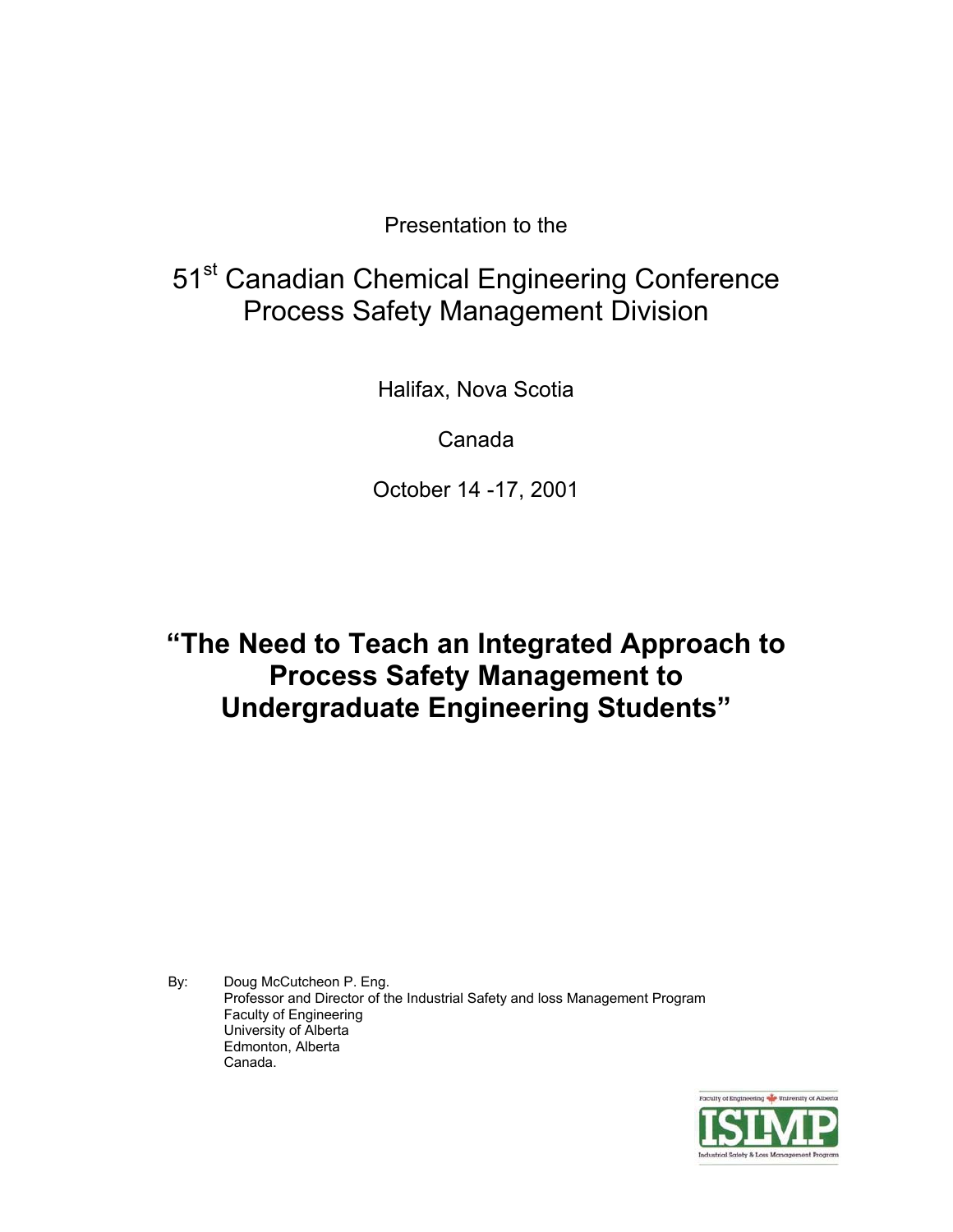Presentation to the

51st Canadian Chemical Engineering Conference
Process Safety Management Division

Halifax, Nova Scotia

Canada

October 14 -17, 2001

# "The Need to Teach an Integrated Approach to Process Safety Management to Undergraduate Engineering Students"

By: Doug McCutcheon P. Eng.
Professor and Director of the Industrial Safety and loss Management Program
Faculty of Engineering
University of Alberta
Edmonton, Alberta
Canada.

Faculty of Engineering University of Alberta
ISLMP
Industrial Safety & Loss Management Program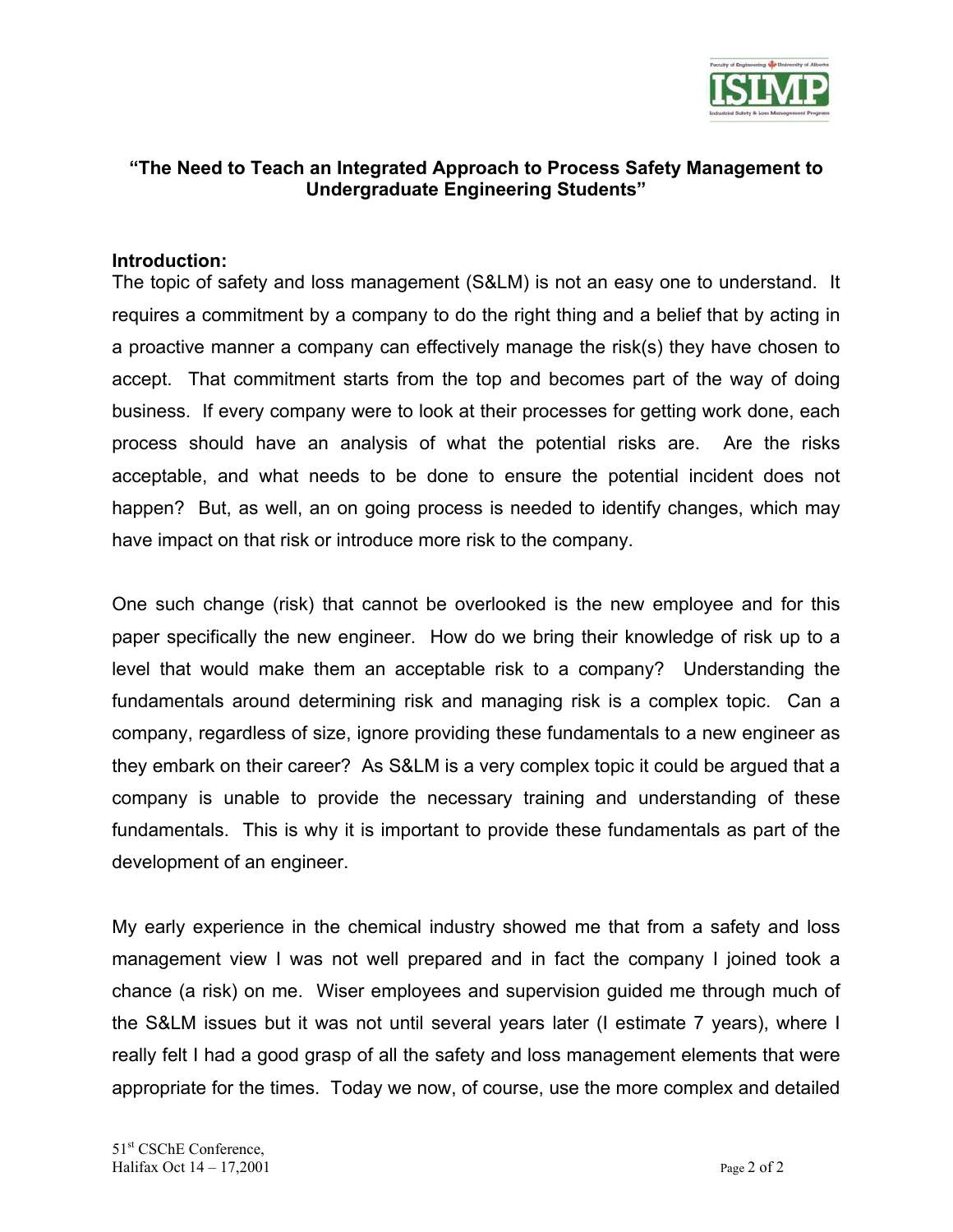**"The Need to Teach an Integrated Approach to Process Safety Management to Undergraduate Engineering Students"**

## Introduction:

The topic of safety and loss management (S&LM) is not an easy one to understand. It requires a commitment by a company to do the right thing and a belief that by acting in a proactive manner a company can effectively manage the risk(s) they have chosen to accept. That commitment starts from the top and becomes part of the way of doing business. If every company were to look at their processes for getting work done, each process should have an analysis of what the potential risks are. Are the risks acceptable, and what needs to be done to ensure the potential incident does not happen? But, as well, an on going process is needed to identify changes, which may have impact on that risk or introduce more risk to the company.

One such change (risk) that cannot be overlooked is the new employee and for this paper specifically the new engineer. How do we bring their knowledge of risk up to a level that would make them an acceptable risk to a company? Understanding the fundamentals around determining risk and managing risk is a complex topic. Can a company, regardless of size, ignore providing these fundamentals to a new engineer as they embark on their career? As S&LM is a very complex topic it could be argued that a company is unable to provide the necessary training and understanding of these fundamentals. This is why it is important to provide these fundamentals as part of the development of an engineer.

My early experience in the chemical industry showed me that from a safety and loss management view I was not well prepared and in fact the company I joined took a chance (a risk) on me. Wiser employees and supervision guided me through much of the S&LM issues but it was not until several years later (I estimate 7 years), where I really felt I had a good grasp of all the safety and loss management elements that were appropriate for the times. Today we now, of course, use the more complex and detailed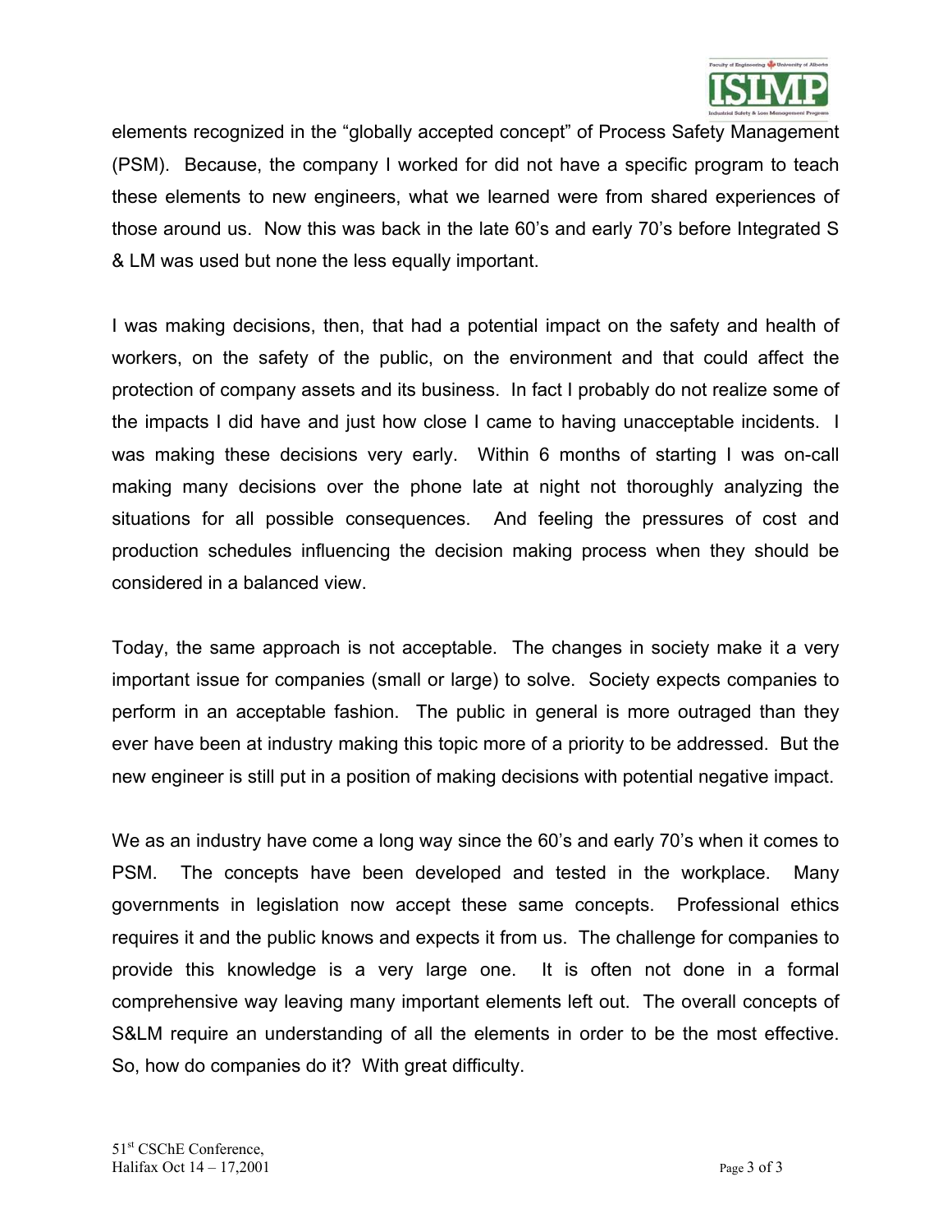elements recognized in the "globally accepted concept" of Process Safety Management (PSM). Because, the company I worked for did not have a specific program to teach these elements to new engineers, what we learned were from shared experiences of those around us. Now this was back in the late 60's and early 70's before Integrated S & LM was used but none the less equally important.

I was making decisions, then, that had a potential impact on the safety and health of workers, on the safety of the public, on the environment and that could affect the protection of company assets and its business. In fact I probably do not realize some of the impacts I did have and just how close I came to having unacceptable incidents. I was making these decisions very early. Within 6 months of starting I was on-call making many decisions over the phone late at night not thoroughly analyzing the situations for all possible consequences. And feeling the pressures of cost and production schedules influencing the decision making process when they should be considered in a balanced view.

Today, the same approach is not acceptable. The changes in society make it a very important issue for companies (small or large) to solve. Society expects companies to perform in an acceptable fashion. The public in general is more outraged than they ever have been at industry making this topic more of a priority to be addressed. But the new engineer is still put in a position of making decisions with potential negative impact.

We as an industry have come a long way since the 60's and early 70's when it comes to PSM. The concepts have been developed and tested in the workplace. Many governments in legislation now accept these same concepts. Professional ethics requires it and the public knows and expects it from us. The challenge for companies to provide this knowledge is a very large one. It is often not done in a formal comprehensive way leaving many important elements left out. The overall concepts of S&LM require an understanding of all the elements in order to be the most effective. So, how do companies do it? With great difficulty.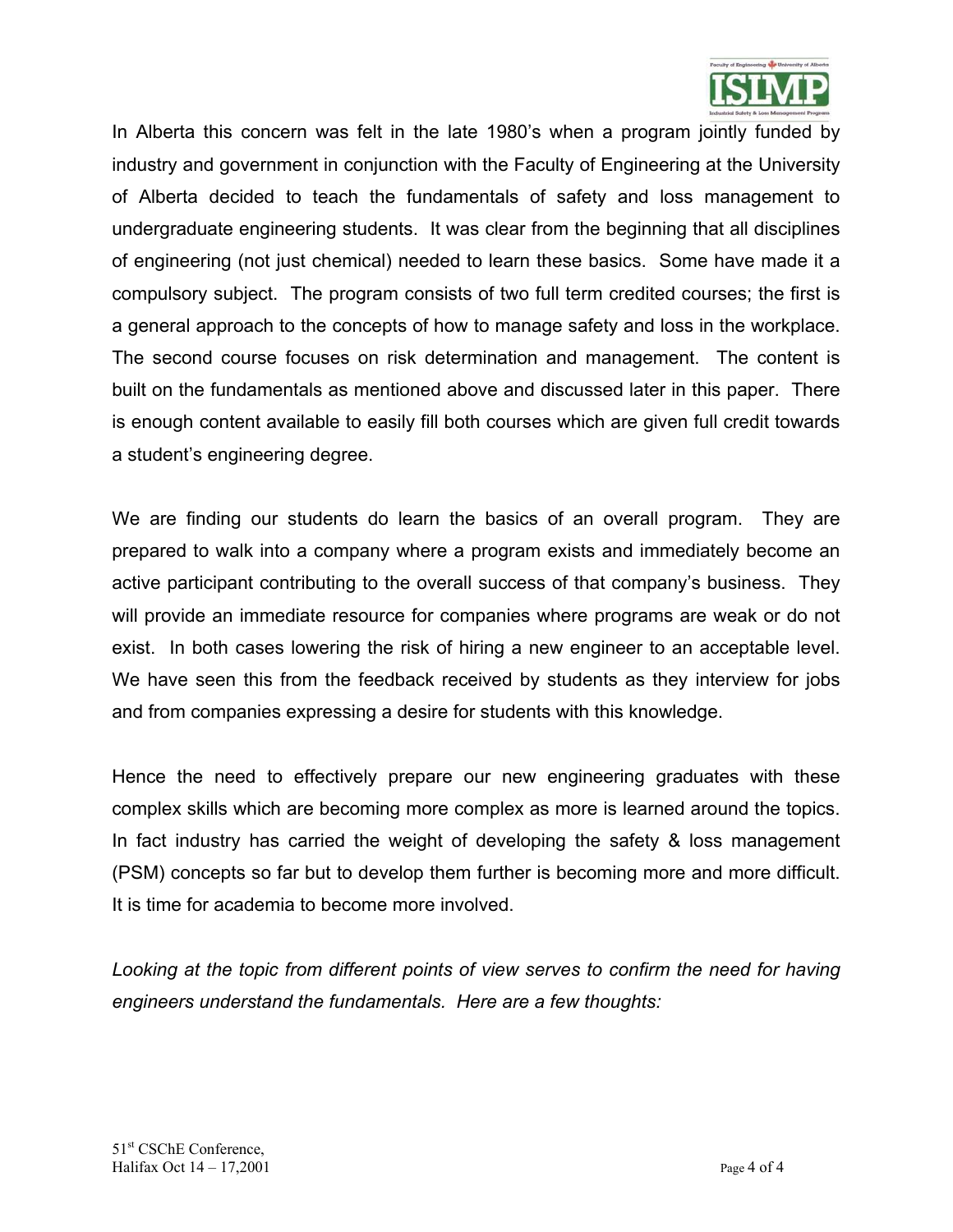In Alberta this concern was felt in the late 1980's when a program jointly funded by industry and government in conjunction with the Faculty of Engineering at the University of Alberta decided to teach the fundamentals of safety and loss management to undergraduate engineering students. It was clear from the beginning that all disciplines of engineering (not just chemical) needed to learn these basics. Some have made it a compulsory subject. The program consists of two full term credited courses; the first is a general approach to the concepts of how to manage safety and loss in the workplace. The second course focuses on risk determination and management. The content is built on the fundamentals as mentioned above and discussed later in this paper. There is enough content available to easily fill both courses which are given full credit towards a student's engineering degree.

We are finding our students do learn the basics of an overall program. They are prepared to walk into a company where a program exists and immediately become an active participant contributing to the overall success of that company's business. They will provide an immediate resource for companies where programs are weak or do not exist. In both cases lowering the risk of hiring a new engineer to an acceptable level. We have seen this from the feedback received by students as they interview for jobs and from companies expressing a desire for students with this knowledge.

Hence the need to effectively prepare our new engineering graduates with these complex skills which are becoming more complex as more is learned around the topics. In fact industry has carried the weight of developing the safety & loss management (PSM) concepts so far but to develop them further is becoming more and more difficult. It is time for academia to become more involved.

*Looking at the topic from different points of view serves to confirm the need for having engineers understand the fundamentals. Here are a few thoughts:*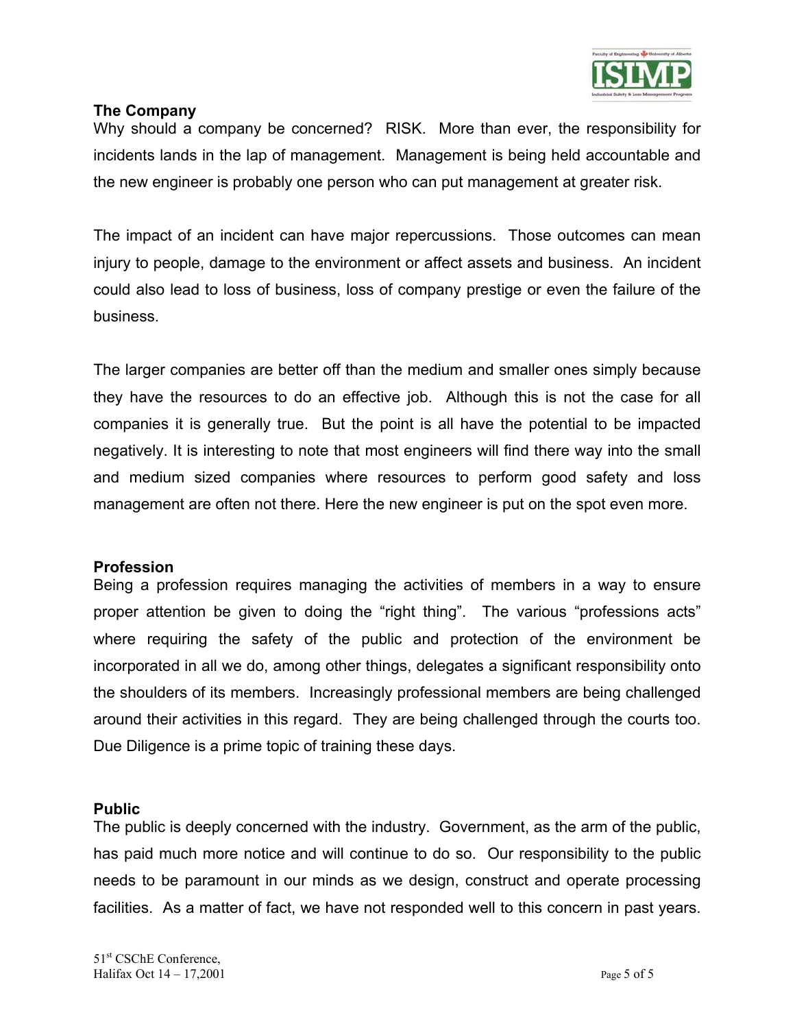### The Company

Why should a company be concerned? RISK. More than ever, the responsibility for incidents lands in the lap of management. Management is being held accountable and the new engineer is probably one person who can put management at greater risk.

The impact of an incident can have major repercussions. Those outcomes can mean injury to people, damage to the environment or affect assets and business. An incident could also lead to loss of business, loss of company prestige or even the failure of the business.

The larger companies are better off than the medium and smaller ones simply because they have the resources to do an effective job. Although this is not the case for all companies it is generally true. But the point is all have the potential to be impacted negatively. It is interesting to note that most engineers will find there way into the small and medium sized companies where resources to perform good safety and loss management are often not there. Here the new engineer is put on the spot even more.

### Profession

Being a profession requires managing the activities of members in a way to ensure proper attention be given to doing the "right thing". The various "professions acts" where requiring the safety of the public and protection of the environment be incorporated in all we do, among other things, delegates a significant responsibility onto the shoulders of its members. Increasingly professional members are being challenged around their activities in this regard. They are being challenged through the courts too. Due Diligence is a prime topic of training these days.

### Public

The public is deeply concerned with the industry. Government, as the arm of the public, has paid much more notice and will continue to do so. Our responsibility to the public needs to be paramount in our minds as we design, construct and operate processing facilities. As a matter of fact, we have not responded well to this concern in past years.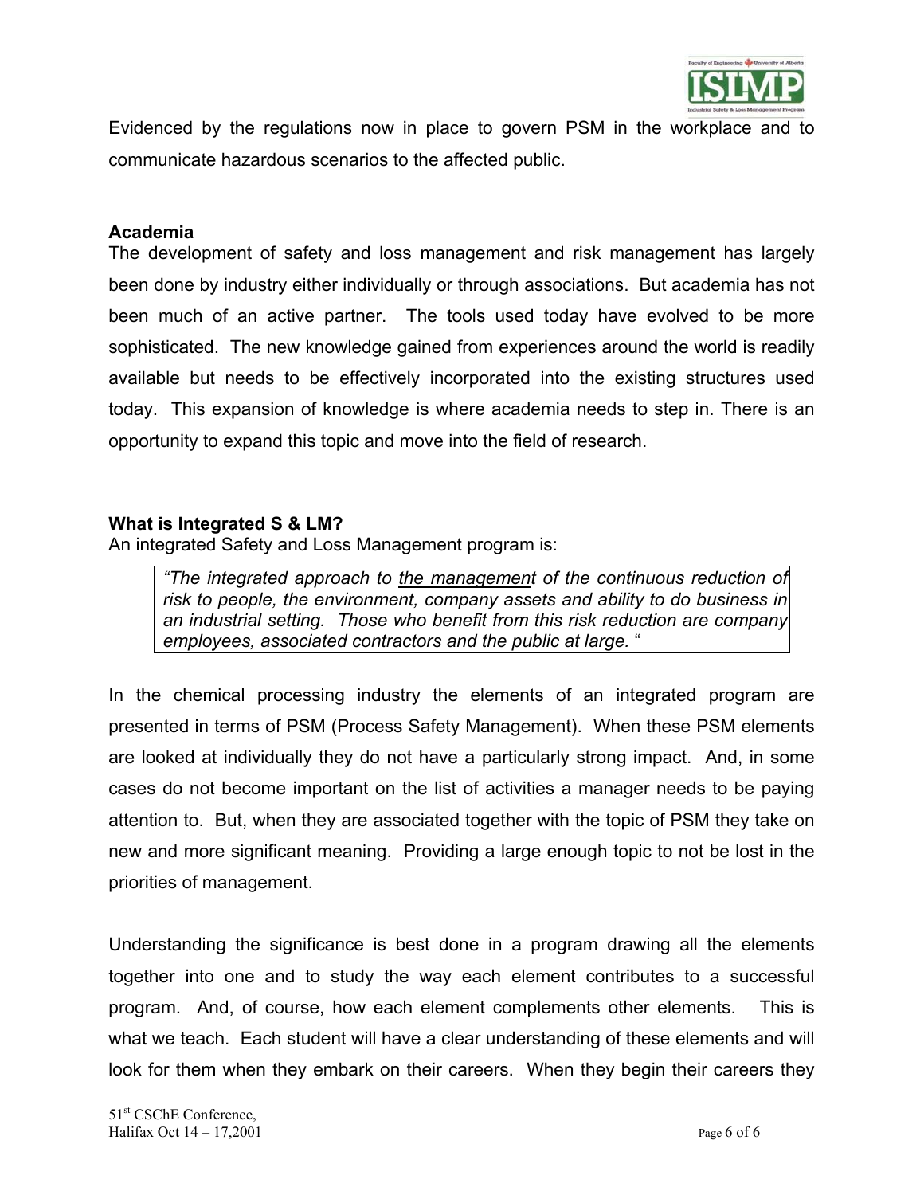Evidenced by the regulations now in place to govern PSM in the workplace and to communicate hazardous scenarios to the affected public.

**Academia**

The development of safety and loss management and risk management has largely been done by industry either individually or through associations. But academia has not been much of an active partner. The tools used today have evolved to be more sophisticated. The new knowledge gained from experiences around the world is readily available but needs to be effectively incorporated into the existing structures used today. This expansion of knowledge is where academia needs to step in. There is an opportunity to expand this topic and move into the field of research.

**What is Integrated S & LM?**

An integrated Safety and Loss Management program is:

> *"The integrated approach to <u>the management</u> of the continuous reduction of risk to people, the environment, company assets and ability to do business in an industrial setting. Those who benefit from this risk reduction are company employees, associated contractors and the public at large.* "

In the chemical processing industry the elements of an integrated program are presented in terms of PSM (Process Safety Management). When these PSM elements are looked at individually they do not have a particularly strong impact. And, in some cases do not become important on the list of activities a manager needs to be paying attention to. But, when they are associated together with the topic of PSM they take on new and more significant meaning. Providing a large enough topic to not be lost in the priorities of management.

Understanding the significance is best done in a program drawing all the elements together into one and to study the way each element contributes to a successful program. And, of course, how each element complements other elements. This is what we teach. Each student will have a clear understanding of these elements and will look for them when they embark on their careers. When they begin their careers they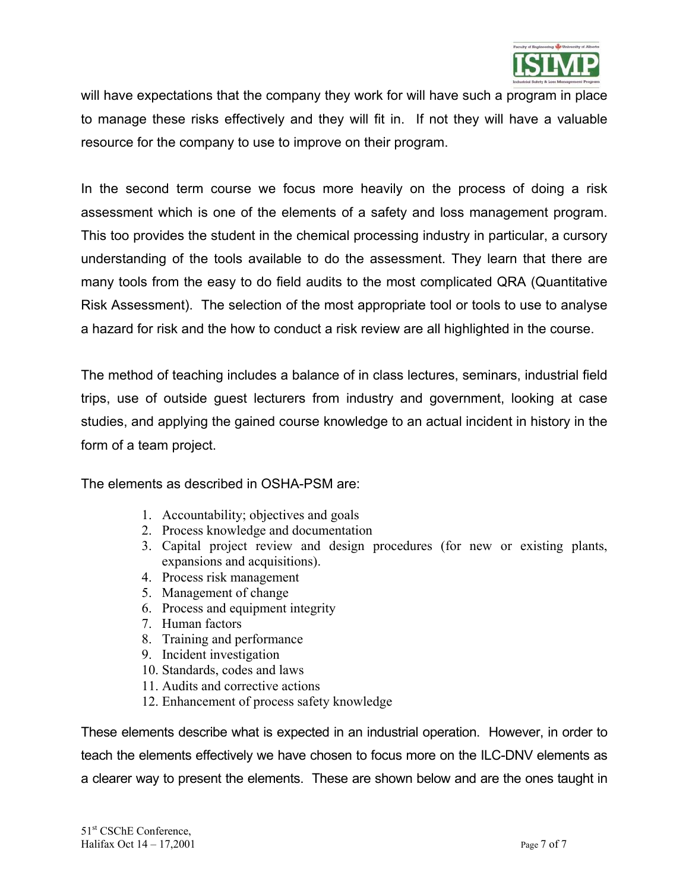will have expectations that the company they work for will have such a program in place to manage these risks effectively and they will fit in. If not they will have a valuable resource for the company to use to improve on their program.

In the second term course we focus more heavily on the process of doing a risk assessment which is one of the elements of a safety and loss management program. This too provides the student in the chemical processing industry in particular, a cursory understanding of the tools available to do the assessment. They learn that there are many tools from the easy to do field audits to the most complicated QRA (Quantitative Risk Assessment). The selection of the most appropriate tool or tools to use to analyse a hazard for risk and the how to conduct a risk review are all highlighted in the course.

The method of teaching includes a balance of in class lectures, seminars, industrial field trips, use of outside guest lecturers from industry and government, looking at case studies, and applying the gained course knowledge to an actual incident in history in the form of a team project.

The elements as described in OSHA-PSM are:

1. Accountability; objectives and goals
2. Process knowledge and documentation
3. Capital project review and design procedures (for new or existing plants, expansions and acquisitions).
4. Process risk management
5. Management of change
6. Process and equipment integrity
7. Human factors
8. Training and performance
9. Incident investigation
10. Standards, codes and laws
11. Audits and corrective actions
12. Enhancement of process safety knowledge

These elements describe what is expected in an industrial operation. However, in order to teach the elements effectively we have chosen to focus more on the ILC-DNV elements as a clearer way to present the elements. These are shown below and are the ones taught in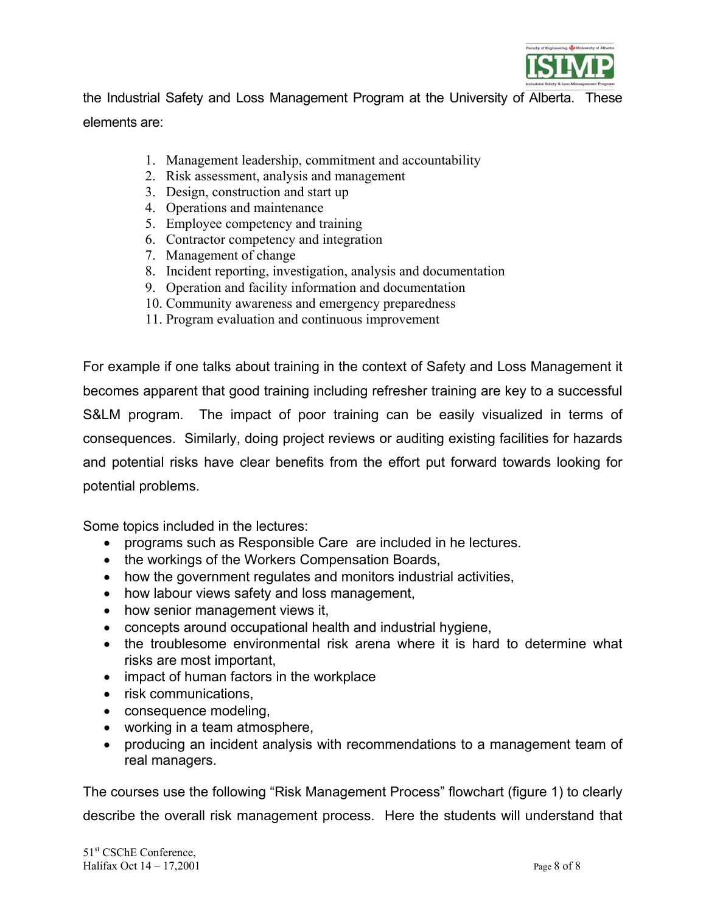the Industrial Safety and Loss Management Program at the University of Alberta. These elements are:

1. Management leadership, commitment and accountability
2. Risk assessment, analysis and management
3. Design, construction and start up
4. Operations and maintenance
5. Employee competency and training
6. Contractor competency and integration
7. Management of change
8. Incident reporting, investigation, analysis and documentation
9. Operation and facility information and documentation
10. Community awareness and emergency preparedness
11. Program evaluation and continuous improvement

For example if one talks about training in the context of Safety and Loss Management it becomes apparent that good training including refresher training are key to a successful S&LM program. The impact of poor training can be easily visualized in terms of consequences. Similarly, doing project reviews or auditing existing facilities for hazards and potential risks have clear benefits from the effort put forward towards looking for potential problems.

Some topics included in the lectures:

- programs such as Responsible Care are included in he lectures.
- the workings of the Workers Compensation Boards,
- how the government regulates and monitors industrial activities,
- how labour views safety and loss management,
- how senior management views it,
- concepts around occupational health and industrial hygiene,
- the troublesome environmental risk arena where it is hard to determine what risks are most important,
- impact of human factors in the workplace
- risk communications,
- consequence modeling,
- working in a team atmosphere,
- producing an incident analysis with recommendations to a management team of real managers.

The courses use the following "Risk Management Process" flowchart (figure 1) to clearly describe the overall risk management process. Here the students will understand that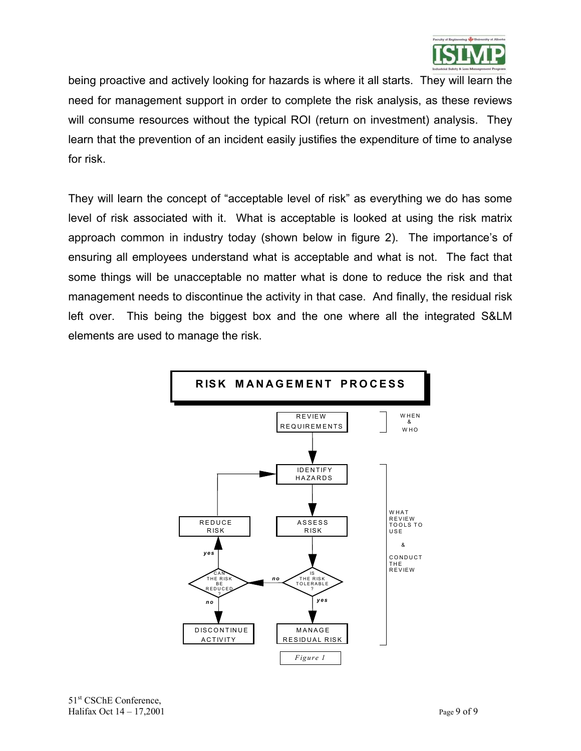being proactive and actively looking for hazards is where it all starts. They will learn the need for management support in order to complete the risk analysis, as these reviews will consume resources without the typical ROI (return on investment) analysis. They learn that the prevention of an incident easily justifies the expenditure of time to analyse for risk.

They will learn the concept of "acceptable level of risk" as everything we do has some level of risk associated with it. What is acceptable is looked at using the risk matrix approach common in industry today (shown below in figure 2). The importance's of ensuring all employees understand what is acceptable and what is not. The fact that some things will be unacceptable no matter what is done to reduce the risk and that management needs to discontinue the activity in that case. And finally, the residual risk left over. This being the biggest box and the one where all the integrated S&LM elements are used to manage the risk.

RISK MANAGEMENT PROCESS

REVIEW REQUIREMENTS — WHEN & WHO

IDENTIFY HAZARDS

ASSESS RISK

IS THE RISK TOLERABLE ? — yes: MANAGE RESIDUAL RISK; no: CAN THE RISK BE REDUCED ?

CAN THE RISK BE REDUCED ? — yes: REDUCE RISK (returns to IDENTIFY HAZARDS); no: DISCONTINUE ACTIVITY

WHAT REVIEW TOOLS TO USE & CONDUCT THE REVIEW

*Figure 1*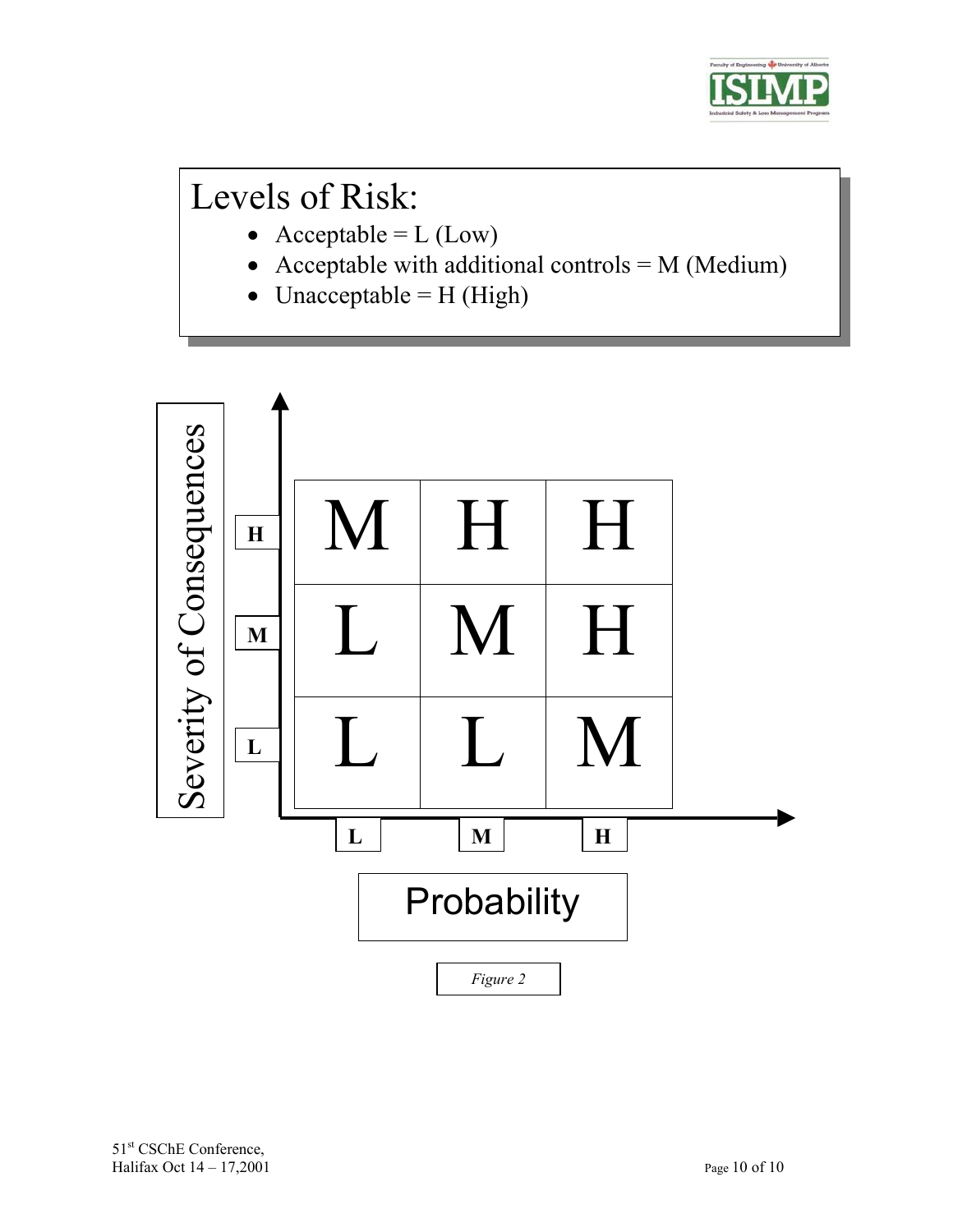# Levels of Risk:

- Acceptable = L (Low)
- Acceptable with additional controls = M (Medium)
- Unacceptable = H (High)

| Severity of Consequences \ Probability | L | M | H |
| --- | --- | --- | --- |
| H | M | H | H |
| M | L | M | H |
| L | L | L | M |

*Figure 2*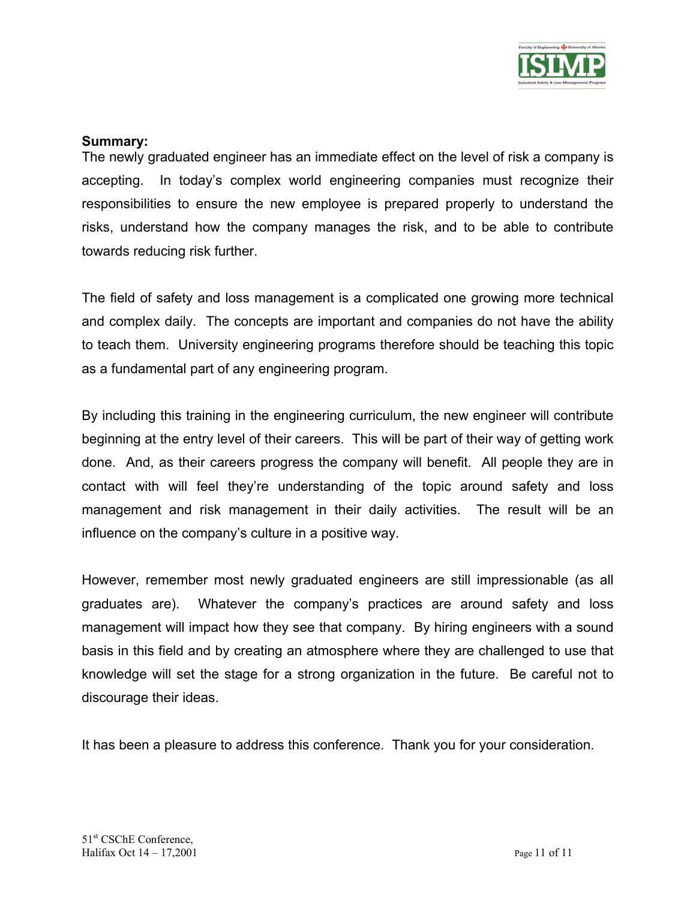**Summary:**

The newly graduated engineer has an immediate effect on the level of risk a company is accepting. In today's complex world engineering companies must recognize their responsibilities to ensure the new employee is prepared properly to understand the risks, understand how the company manages the risk, and to be able to contribute towards reducing risk further.

The field of safety and loss management is a complicated one growing more technical and complex daily. The concepts are important and companies do not have the ability to teach them. University engineering programs therefore should be teaching this topic as a fundamental part of any engineering program.

By including this training in the engineering curriculum, the new engineer will contribute beginning at the entry level of their careers. This will be part of their way of getting work done. And, as their careers progress the company will benefit. All people they are in contact with will feel they're understanding of the topic around safety and loss management and risk management in their daily activities. The result will be an influence on the company's culture in a positive way.

However, remember most newly graduated engineers are still impressionable (as all graduates are). Whatever the company's practices are around safety and loss management will impact how they see that company. By hiring engineers with a sound basis in this field and by creating an atmosphere where they are challenged to use that knowledge will set the stage for a strong organization in the future. Be careful not to discourage their ideas.

It has been a pleasure to address this conference. Thank you for your consideration.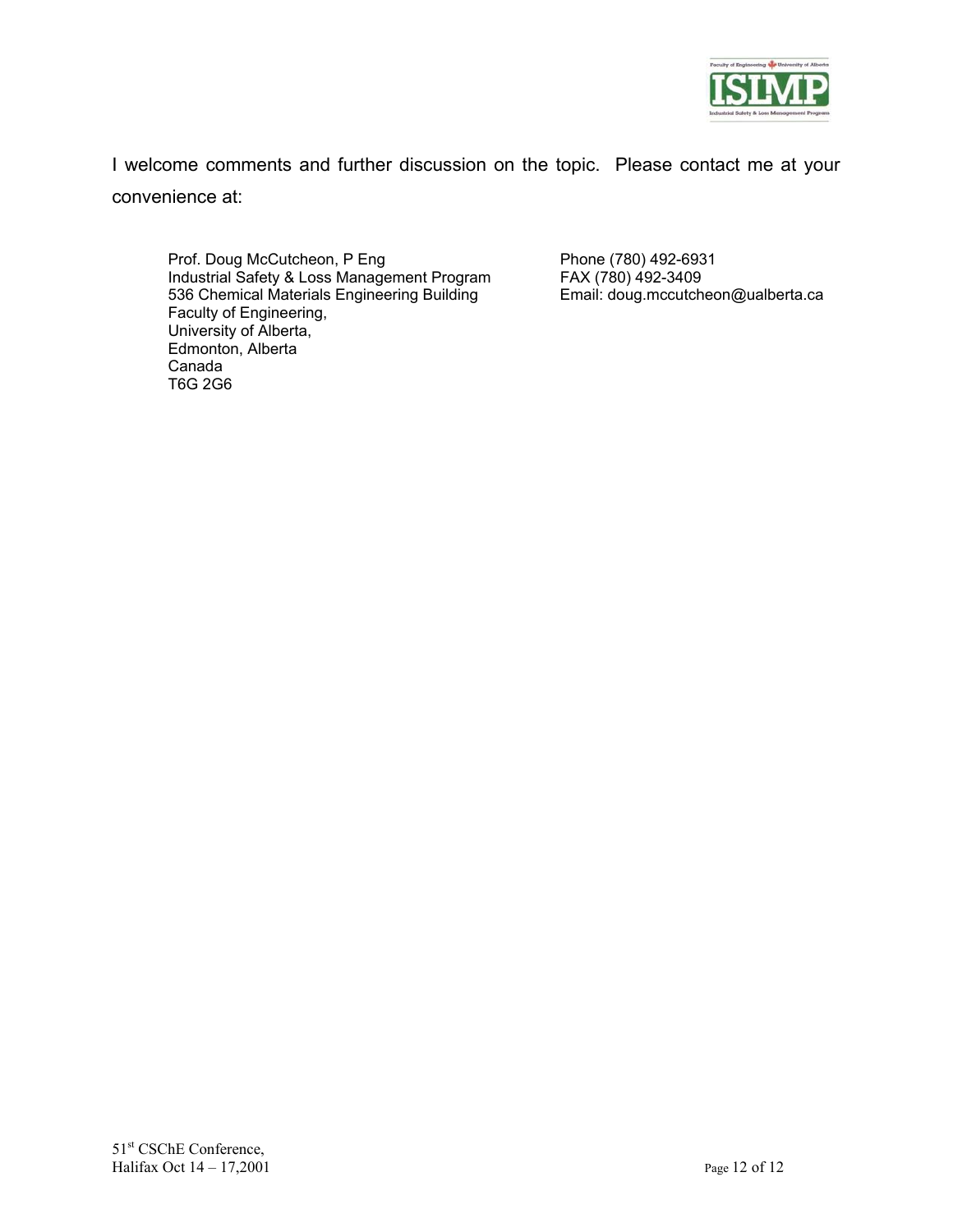I welcome comments and further discussion on the topic. Please contact me at your convenience at:

Prof. Doug McCutcheon, P Eng
Industrial Safety & Loss Management Program
536 Chemical Materials Engineering Building
Faculty of Engineering,
University of Alberta,
Edmonton, Alberta
Canada
T6G 2G6

Phone (780) 492-6931
FAX (780) 492-3409
Email: doug.mccutcheon@ualberta.ca